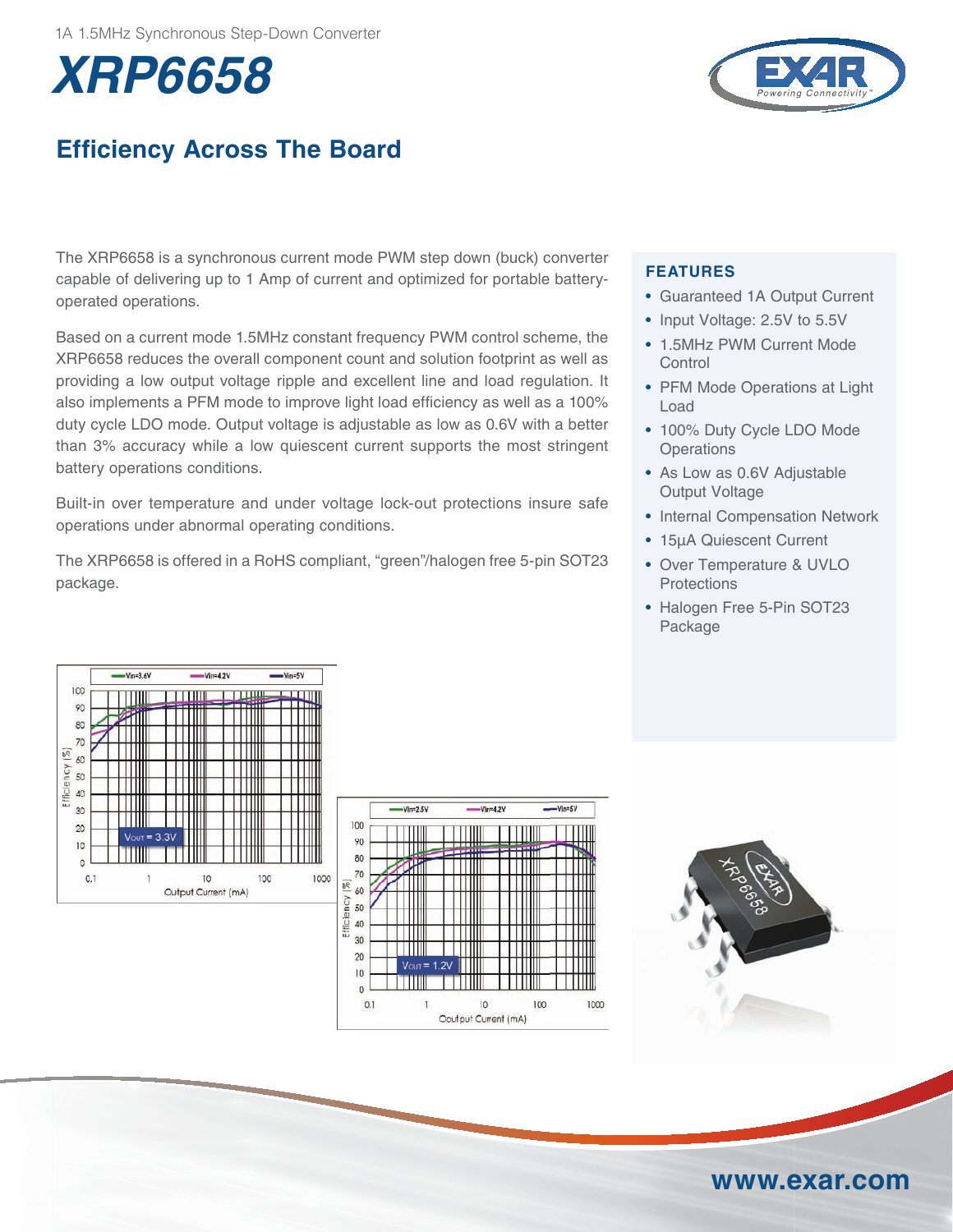1A 1.5MHz Synchronous Step-Down Converter

# XRP6658

## Efficiency Across The Board

The XRP6658 is a synchronous current mode PWM step down (buck) converter capable of delivering up to 1 Amp of current and optimized for portable battery-operated operations.

Based on a current mode 1.5MHz constant frequency PWM control scheme, the XRP6658 reduces the overall component count and solution footprint as well as providing a low output voltage ripple and excellent line and load regulation. It also implements a PFM mode to improve light load efficiency as well as a 100% duty cycle LDO mode. Output voltage is adjustable as low as 0.6V with a better than 3% accuracy while a low quiescent current supports the most stringent battery operations conditions.

Built-in over temperature and under voltage lock-out protections insure safe operations under abnormal operating conditions.

The XRP6658 is offered in a RoHS compliant, "green"/halogen free 5-pin SOT23 package.

### FEATURES

- Guaranteed 1A Output Current
- Input Voltage: 2.5V to 5.5V
- 1.5MHz PWM Current Mode Control
- PFM Mode Operations at Light Load
- 100% Duty Cycle LDO Mode Operations
- As Low as 0.6V Adjustable Output Voltage
- Internal Compensation Network
- 15µA Quiescent Current
- Over Temperature & UVLO Protections
- Halogen Free 5-Pin SOT23 Package

www.exar.com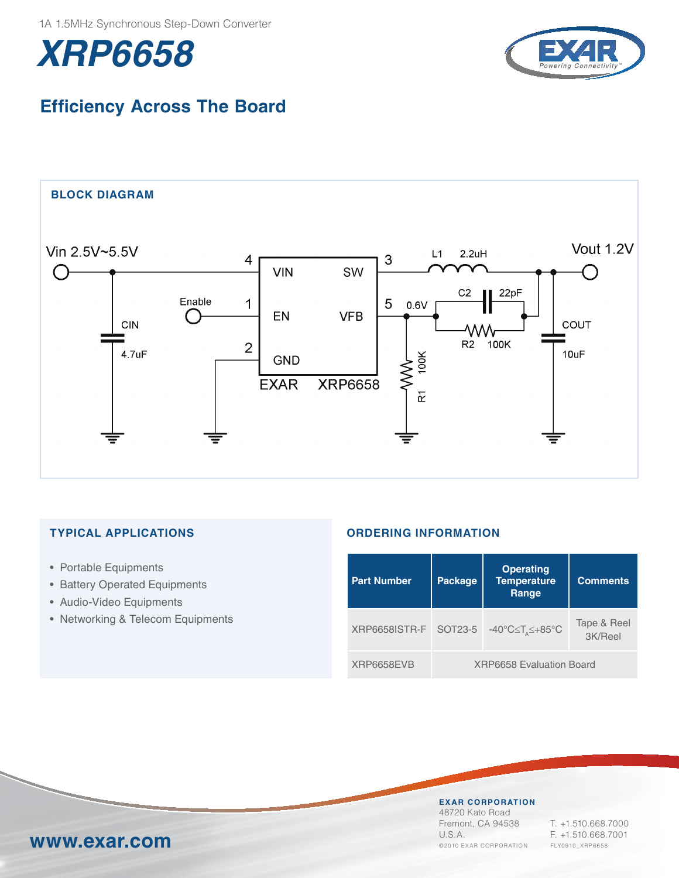# XRP6658

1A 1.5MHz Synchronous Step-Down Converter

## Efficiency Across The Board

### BLOCK DIAGRAM

Vin 2.5V~5.5V

CIN

4.7uF

Enable

4 VIN

1 EN

2 GND

3 SW

5 VFB

EXAR XRP6658

L1 2.2uH

Vout 1.2V

0.6V

C2 22pF

R2 100K

R1 100K

COUT

10uF

### TYPICAL APPLICATIONS

- Portable Equipments
- Battery Operated Equipments
- Audio-Video Equipments
- Networking & Telecom Equipments

### ORDERING INFORMATION

| Part Number | Package | Operating Temperature Range | Comments |
|---|---|---|---|
| XRP6658ISTR-F | SOT23-5 | -40°C≤$T_A$≤+85°C | Tape & Reel 3K/Reel |
| XRP6658EVB | XRP6658 Evaluation Board | | |

**EXAR CORPORATION**
48720 Kato Road
Fremont, CA 94538
U.S.A.
©2010 EXAR CORPORATION

T. +1.510.668.7000
F. +1.510.668.7001
FLY0910_XRP6658

**www.exar.com**